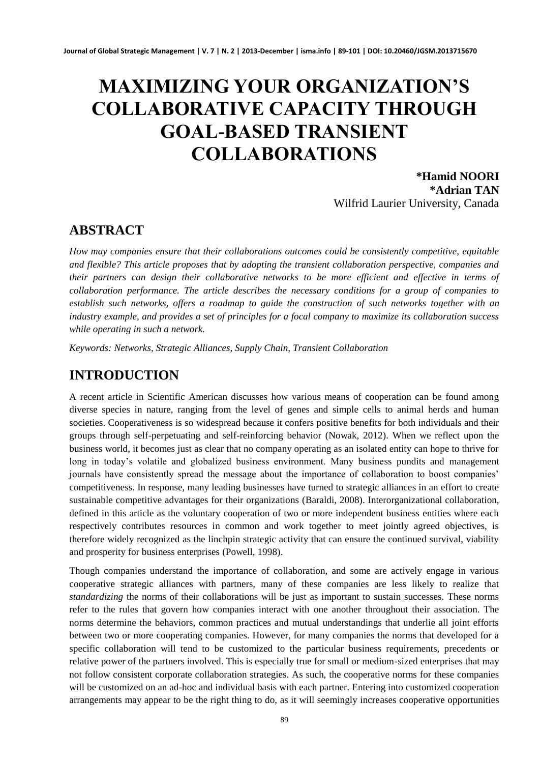# MAXIMIZING YOUR ORGANIZATION'S COLLABORATIVE CAPACITY THROUGH GOAL-BASED TRANSIENT COLLABORATIONS

**\*Hamid NOORI**
**\*Adrian TAN**
Wilfrid Laurier University, Canada

## ABSTRACT

*How may companies ensure that their collaborations outcomes could be consistently competitive, equitable and flexible? This article proposes that by adopting the transient collaboration perspective, companies and their partners can design their collaborative networks to be more efficient and effective in terms of collaboration performance. The article describes the necessary conditions for a group of companies to establish such networks, offers a roadmap to guide the construction of such networks together with an industry example, and provides a set of principles for a focal company to maximize its collaboration success while operating in such a network.*

*Keywords: Networks, Strategic Alliances, Supply Chain, Transient Collaboration*

## INTRODUCTION

A recent article in Scientific American discusses how various means of cooperation can be found among diverse species in nature, ranging from the level of genes and simple cells to animal herds and human societies. Cooperativeness is so widespread because it confers positive benefits for both individuals and their groups through self-perpetuating and self-reinforcing behavior (Nowak, 2012). When we reflect upon the business world, it becomes just as clear that no company operating as an isolated entity can hope to thrive for long in today's volatile and globalized business environment. Many business pundits and management journals have consistently spread the message about the importance of collaboration to boost companies' competitiveness. In response, many leading businesses have turned to strategic alliances in an effort to create sustainable competitive advantages for their organizations (Baraldi, 2008). Interorganizational collaboration, defined in this article as the voluntary cooperation of two or more independent business entities where each respectively contributes resources in common and work together to meet jointly agreed objectives, is therefore widely recognized as the linchpin strategic activity that can ensure the continued survival, viability and prosperity for business enterprises (Powell, 1998).

Though companies understand the importance of collaboration, and some are actively engage in various cooperative strategic alliances with partners, many of these companies are less likely to realize that *standardizing* the norms of their collaborations will be just as important to sustain successes. These norms refer to the rules that govern how companies interact with one another throughout their association. The norms determine the behaviors, common practices and mutual understandings that underlie all joint efforts between two or more cooperating companies. However, for many companies the norms that developed for a specific collaboration will tend to be customized to the particular business requirements, precedents or relative power of the partners involved. This is especially true for small or medium-sized enterprises that may not follow consistent corporate collaboration strategies. As such, the cooperative norms for these companies will be customized on an ad-hoc and individual basis with each partner. Entering into customized cooperation arrangements may appear to be the right thing to do, as it will seemingly increases cooperative opportunities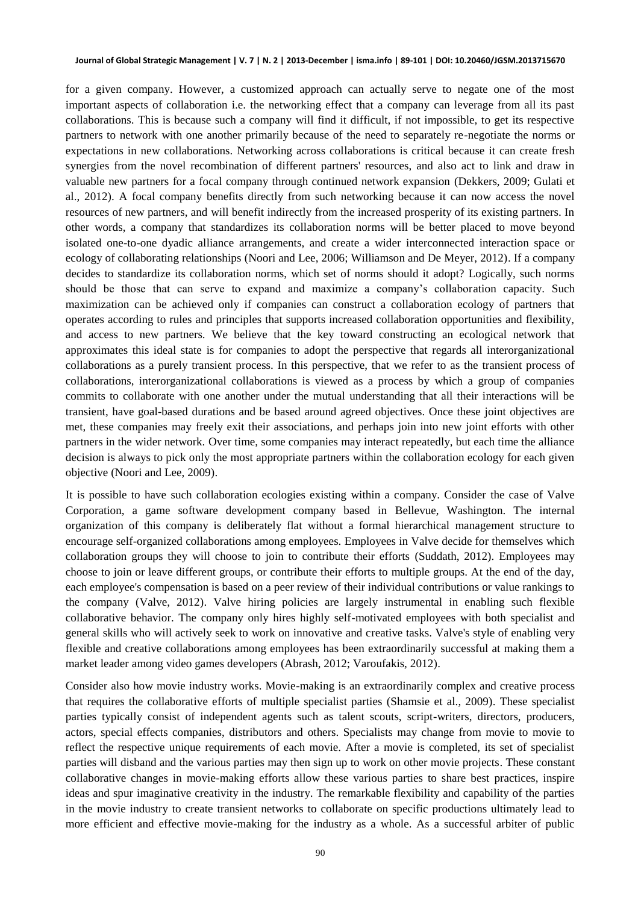for a given company. However, a customized approach can actually serve to negate one of the most important aspects of collaboration i.e. the networking effect that a company can leverage from all its past collaborations. This is because such a company will find it difficult, if not impossible, to get its respective partners to network with one another primarily because of the need to separately re-negotiate the norms or expectations in new collaborations. Networking across collaborations is critical because it can create fresh synergies from the novel recombination of different partners' resources, and also act to link and draw in valuable new partners for a focal company through continued network expansion (Dekkers, 2009; Gulati et al., 2012). A focal company benefits directly from such networking because it can now access the novel resources of new partners, and will benefit indirectly from the increased prosperity of its existing partners. In other words, a company that standardizes its collaboration norms will be better placed to move beyond isolated one-to-one dyadic alliance arrangements, and create a wider interconnected interaction space or ecology of collaborating relationships (Noori and Lee, 2006; Williamson and De Meyer, 2012). If a company decides to standardize its collaboration norms, which set of norms should it adopt? Logically, such norms should be those that can serve to expand and maximize a company's collaboration capacity. Such maximization can be achieved only if companies can construct a collaboration ecology of partners that operates according to rules and principles that supports increased collaboration opportunities and flexibility, and access to new partners. We believe that the key toward constructing an ecological network that approximates this ideal state is for companies to adopt the perspective that regards all interorganizational collaborations as a purely transient process. In this perspective, that we refer to as the transient process of collaborations, interorganizational collaborations is viewed as a process by which a group of companies commits to collaborate with one another under the mutual understanding that all their interactions will be transient, have goal-based durations and be based around agreed objectives. Once these joint objectives are met, these companies may freely exit their associations, and perhaps join into new joint efforts with other partners in the wider network. Over time, some companies may interact repeatedly, but each time the alliance decision is always to pick only the most appropriate partners within the collaboration ecology for each given objective (Noori and Lee, 2009).

It is possible to have such collaboration ecologies existing within a company. Consider the case of Valve Corporation, a game software development company based in Bellevue, Washington. The internal organization of this company is deliberately flat without a formal hierarchical management structure to encourage self-organized collaborations among employees. Employees in Valve decide for themselves which collaboration groups they will choose to join to contribute their efforts (Suddath, 2012). Employees may choose to join or leave different groups, or contribute their efforts to multiple groups. At the end of the day, each employee's compensation is based on a peer review of their individual contributions or value rankings to the company (Valve, 2012). Valve hiring policies are largely instrumental in enabling such flexible collaborative behavior. The company only hires highly self-motivated employees with both specialist and general skills who will actively seek to work on innovative and creative tasks. Valve's style of enabling very flexible and creative collaborations among employees has been extraordinarily successful at making them a market leader among video games developers (Abrash, 2012; Varoufakis, 2012).

Consider also how movie industry works. Movie-making is an extraordinarily complex and creative process that requires the collaborative efforts of multiple specialist parties (Shamsie et al., 2009). These specialist parties typically consist of independent agents such as talent scouts, script-writers, directors, producers, actors, special effects companies, distributors and others. Specialists may change from movie to movie to reflect the respective unique requirements of each movie. After a movie is completed, its set of specialist parties will disband and the various parties may then sign up to work on other movie projects. These constant collaborative changes in movie-making efforts allow these various parties to share best practices, inspire ideas and spur imaginative creativity in the industry. The remarkable flexibility and capability of the parties in the movie industry to create transient networks to collaborate on specific productions ultimately lead to more efficient and effective movie-making for the industry as a whole. As a successful arbiter of public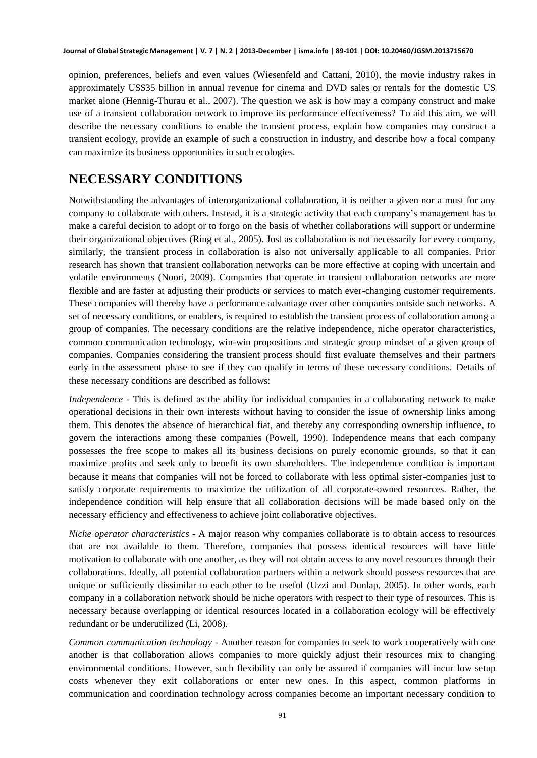opinion, preferences, beliefs and even values (Wiesenfeld and Cattani, 2010), the movie industry rakes in approximately US$35 billion in annual revenue for cinema and DVD sales or rentals for the domestic US market alone (Hennig-Thurau et al., 2007). The question we ask is how may a company construct and make use of a transient collaboration network to improve its performance effectiveness? To aid this aim, we will describe the necessary conditions to enable the transient process, explain how companies may construct a transient ecology, provide an example of such a construction in industry, and describe how a focal company can maximize its business opportunities in such ecologies.

## NECESSARY CONDITIONS

Notwithstanding the advantages of interorganizational collaboration, it is neither a given nor a must for any company to collaborate with others. Instead, it is a strategic activity that each company's management has to make a careful decision to adopt or to forgo on the basis of whether collaborations will support or undermine their organizational objectives (Ring et al., 2005). Just as collaboration is not necessarily for every company, similarly, the transient process in collaboration is also not universally applicable to all companies. Prior research has shown that transient collaboration networks can be more effective at coping with uncertain and volatile environments (Noori, 2009). Companies that operate in transient collaboration networks are more flexible and are faster at adjusting their products or services to match ever-changing customer requirements. These companies will thereby have a performance advantage over other companies outside such networks. A set of necessary conditions, or enablers, is required to establish the transient process of collaboration among a group of companies. The necessary conditions are the relative independence, niche operator characteristics, common communication technology, win-win propositions and strategic group mindset of a given group of companies. Companies considering the transient process should first evaluate themselves and their partners early in the assessment phase to see if they can qualify in terms of these necessary conditions. Details of these necessary conditions are described as follows:

*Independence* - This is defined as the ability for individual companies in a collaborating network to make operational decisions in their own interests without having to consider the issue of ownership links among them. This denotes the absence of hierarchical fiat, and thereby any corresponding ownership influence, to govern the interactions among these companies (Powell, 1990). Independence means that each company possesses the free scope to makes all its business decisions on purely economic grounds, so that it can maximize profits and seek only to benefit its own shareholders. The independence condition is important because it means that companies will not be forced to collaborate with less optimal sister-companies just to satisfy corporate requirements to maximize the utilization of all corporate-owned resources. Rather, the independence condition will help ensure that all collaboration decisions will be made based only on the necessary efficiency and effectiveness to achieve joint collaborative objectives.

*Niche operator characteristics* - A major reason why companies collaborate is to obtain access to resources that are not available to them. Therefore, companies that possess identical resources will have little motivation to collaborate with one another, as they will not obtain access to any novel resources through their collaborations. Ideally, all potential collaboration partners within a network should possess resources that are unique or sufficiently dissimilar to each other to be useful (Uzzi and Dunlap, 2005). In other words, each company in a collaboration network should be niche operators with respect to their type of resources. This is necessary because overlapping or identical resources located in a collaboration ecology will be effectively redundant or be underutilized (Li, 2008).

*Common communication technology* - Another reason for companies to seek to work cooperatively with one another is that collaboration allows companies to more quickly adjust their resources mix to changing environmental conditions. However, such flexibility can only be assured if companies will incur low setup costs whenever they exit collaborations or enter new ones. In this aspect, common platforms in communication and coordination technology across companies become an important necessary condition to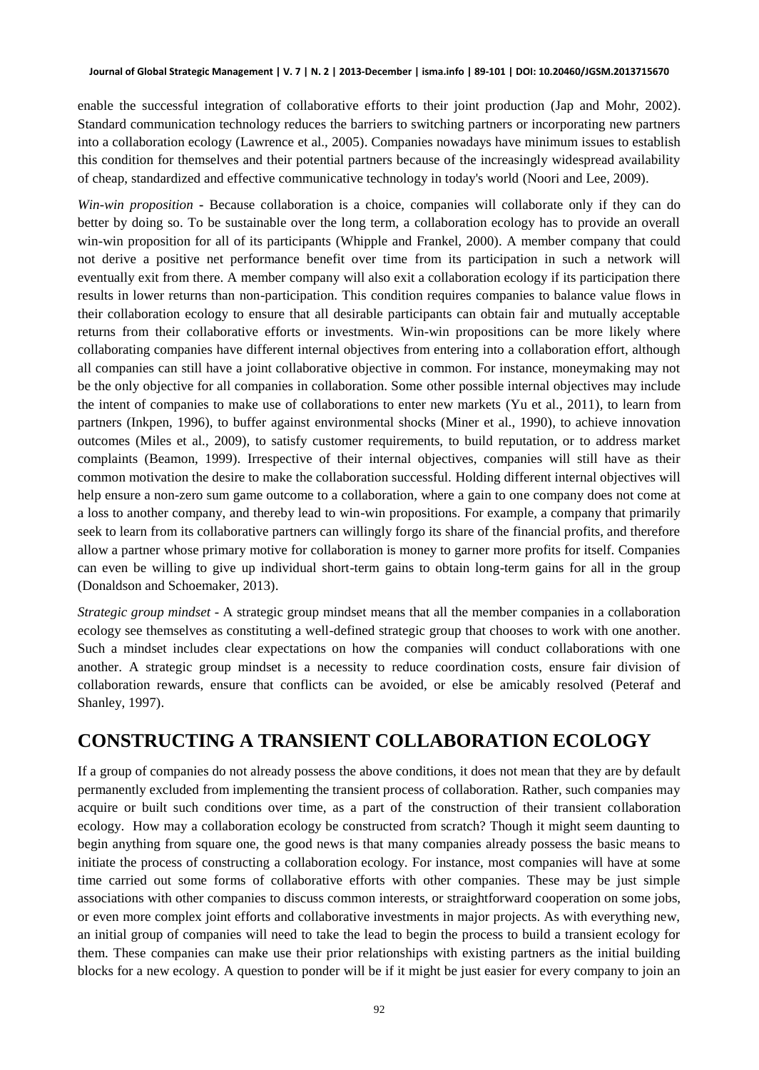enable the successful integration of collaborative efforts to their joint production (Jap and Mohr, 2002). Standard communication technology reduces the barriers to switching partners or incorporating new partners into a collaboration ecology (Lawrence et al., 2005). Companies nowadays have minimum issues to establish this condition for themselves and their potential partners because of the increasingly widespread availability of cheap, standardized and effective communicative technology in today's world (Noori and Lee, 2009).

*Win-win proposition* - Because collaboration is a choice, companies will collaborate only if they can do better by doing so. To be sustainable over the long term, a collaboration ecology has to provide an overall win-win proposition for all of its participants (Whipple and Frankel, 2000). A member company that could not derive a positive net performance benefit over time from its participation in such a network will eventually exit from there. A member company will also exit a collaboration ecology if its participation there results in lower returns than non-participation. This condition requires companies to balance value flows in their collaboration ecology to ensure that all desirable participants can obtain fair and mutually acceptable returns from their collaborative efforts or investments. Win-win propositions can be more likely where collaborating companies have different internal objectives from entering into a collaboration effort, although all companies can still have a joint collaborative objective in common. For instance, moneymaking may not be the only objective for all companies in collaboration. Some other possible internal objectives may include the intent of companies to make use of collaborations to enter new markets (Yu et al., 2011), to learn from partners (Inkpen, 1996), to buffer against environmental shocks (Miner et al., 1990), to achieve innovation outcomes (Miles et al., 2009), to satisfy customer requirements, to build reputation, or to address market complaints (Beamon, 1999). Irrespective of their internal objectives, companies will still have as their common motivation the desire to make the collaboration successful. Holding different internal objectives will help ensure a non-zero sum game outcome to a collaboration, where a gain to one company does not come at a loss to another company, and thereby lead to win-win propositions. For example, a company that primarily seek to learn from its collaborative partners can willingly forgo its share of the financial profits, and therefore allow a partner whose primary motive for collaboration is money to garner more profits for itself. Companies can even be willing to give up individual short-term gains to obtain long-term gains for all in the group (Donaldson and Schoemaker, 2013).

*Strategic group mindset* - A strategic group mindset means that all the member companies in a collaboration ecology see themselves as constituting a well-defined strategic group that chooses to work with one another. Such a mindset includes clear expectations on how the companies will conduct collaborations with one another. A strategic group mindset is a necessity to reduce coordination costs, ensure fair division of collaboration rewards, ensure that conflicts can be avoided, or else be amicably resolved (Peteraf and Shanley, 1997).

## CONSTRUCTING A TRANSIENT COLLABORATION ECOLOGY

If a group of companies do not already possess the above conditions, it does not mean that they are by default permanently excluded from implementing the transient process of collaboration. Rather, such companies may acquire or built such conditions over time, as a part of the construction of their transient collaboration ecology. How may a collaboration ecology be constructed from scratch? Though it might seem daunting to begin anything from square one, the good news is that many companies already possess the basic means to initiate the process of constructing a collaboration ecology. For instance, most companies will have at some time carried out some forms of collaborative efforts with other companies. These may be just simple associations with other companies to discuss common interests, or straightforward cooperation on some jobs, or even more complex joint efforts and collaborative investments in major projects. As with everything new, an initial group of companies will need to take the lead to begin the process to build a transient ecology for them. These companies can make use their prior relationships with existing partners as the initial building blocks for a new ecology. A question to ponder will be if it might be just easier for every company to join an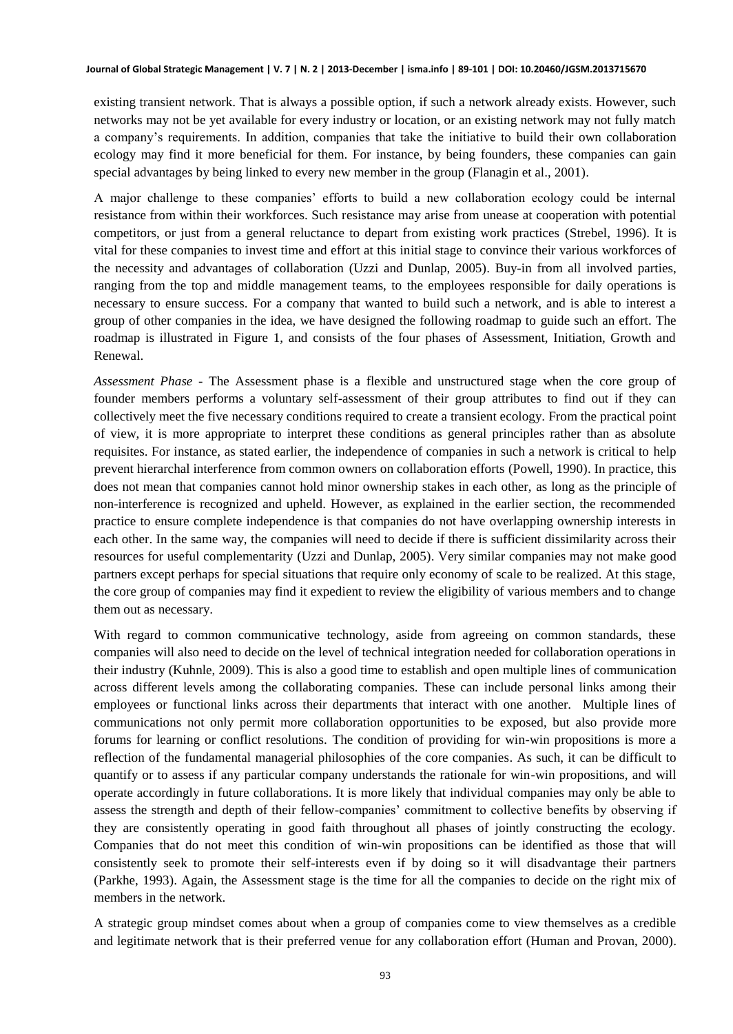existing transient network. That is always a possible option, if such a network already exists. However, such networks may not be yet available for every industry or location, or an existing network may not fully match a company's requirements. In addition, companies that take the initiative to build their own collaboration ecology may find it more beneficial for them. For instance, by being founders, these companies can gain special advantages by being linked to every new member in the group (Flanagin et al., 2001).

A major challenge to these companies' efforts to build a new collaboration ecology could be internal resistance from within their workforces. Such resistance may arise from unease at cooperation with potential competitors, or just from a general reluctance to depart from existing work practices (Strebel, 1996). It is vital for these companies to invest time and effort at this initial stage to convince their various workforces of the necessity and advantages of collaboration (Uzzi and Dunlap, 2005). Buy-in from all involved parties, ranging from the top and middle management teams, to the employees responsible for daily operations is necessary to ensure success. For a company that wanted to build such a network, and is able to interest a group of other companies in the idea, we have designed the following roadmap to guide such an effort. The roadmap is illustrated in Figure 1, and consists of the four phases of Assessment, Initiation, Growth and Renewal.

*Assessment Phase* - The Assessment phase is a flexible and unstructured stage when the core group of founder members performs a voluntary self-assessment of their group attributes to find out if they can collectively meet the five necessary conditions required to create a transient ecology. From the practical point of view, it is more appropriate to interpret these conditions as general principles rather than as absolute requisites. For instance, as stated earlier, the independence of companies in such a network is critical to help prevent hierarchal interference from common owners on collaboration efforts (Powell, 1990). In practice, this does not mean that companies cannot hold minor ownership stakes in each other, as long as the principle of non-interference is recognized and upheld. However, as explained in the earlier section, the recommended practice to ensure complete independence is that companies do not have overlapping ownership interests in each other. In the same way, the companies will need to decide if there is sufficient dissimilarity across their resources for useful complementarity (Uzzi and Dunlap, 2005). Very similar companies may not make good partners except perhaps for special situations that require only economy of scale to be realized. At this stage, the core group of companies may find it expedient to review the eligibility of various members and to change them out as necessary.

With regard to common communicative technology, aside from agreeing on common standards, these companies will also need to decide on the level of technical integration needed for collaboration operations in their industry (Kuhnle, 2009). This is also a good time to establish and open multiple lines of communication across different levels among the collaborating companies. These can include personal links among their employees or functional links across their departments that interact with one another. Multiple lines of communications not only permit more collaboration opportunities to be exposed, but also provide more forums for learning or conflict resolutions. The condition of providing for win-win propositions is more a reflection of the fundamental managerial philosophies of the core companies. As such, it can be difficult to quantify or to assess if any particular company understands the rationale for win-win propositions, and will operate accordingly in future collaborations. It is more likely that individual companies may only be able to assess the strength and depth of their fellow-companies' commitment to collective benefits by observing if they are consistently operating in good faith throughout all phases of jointly constructing the ecology. Companies that do not meet this condition of win-win propositions can be identified as those that will consistently seek to promote their self-interests even if by doing so it will disadvantage their partners (Parkhe, 1993). Again, the Assessment stage is the time for all the companies to decide on the right mix of members in the network.

A strategic group mindset comes about when a group of companies come to view themselves as a credible and legitimate network that is their preferred venue for any collaboration effort (Human and Provan, 2000).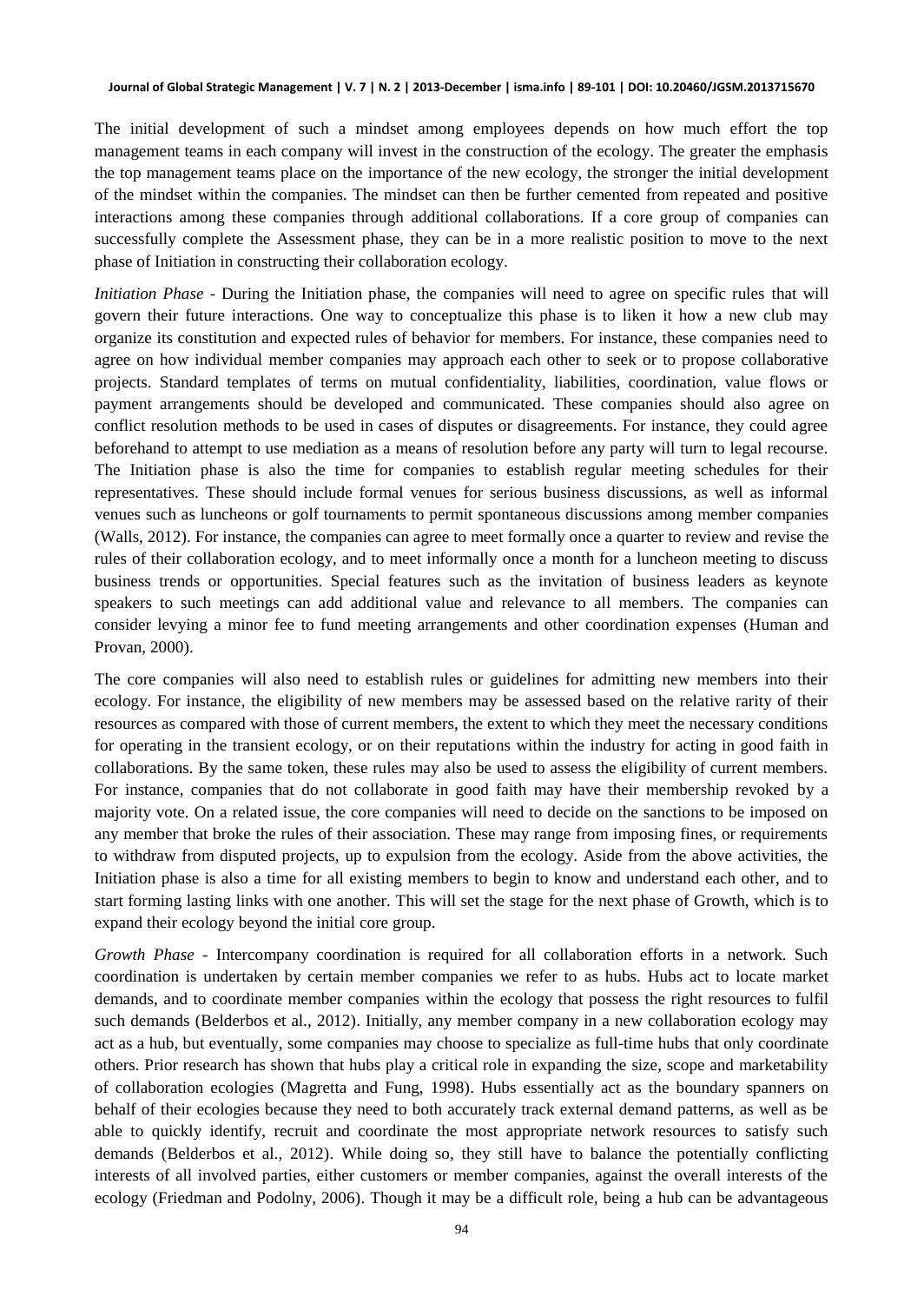The initial development of such a mindset among employees depends on how much effort the top management teams in each company will invest in the construction of the ecology. The greater the emphasis the top management teams place on the importance of the new ecology, the stronger the initial development of the mindset within the companies. The mindset can then be further cemented from repeated and positive interactions among these companies through additional collaborations. If a core group of companies can successfully complete the Assessment phase, they can be in a more realistic position to move to the next phase of Initiation in constructing their collaboration ecology.

*Initiation Phase* - During the Initiation phase, the companies will need to agree on specific rules that will govern their future interactions. One way to conceptualize this phase is to liken it how a new club may organize its constitution and expected rules of behavior for members. For instance, these companies need to agree on how individual member companies may approach each other to seek or to propose collaborative projects. Standard templates of terms on mutual confidentiality, liabilities, coordination, value flows or payment arrangements should be developed and communicated. These companies should also agree on conflict resolution methods to be used in cases of disputes or disagreements. For instance, they could agree beforehand to attempt to use mediation as a means of resolution before any party will turn to legal recourse. The Initiation phase is also the time for companies to establish regular meeting schedules for their representatives. These should include formal venues for serious business discussions, as well as informal venues such as luncheons or golf tournaments to permit spontaneous discussions among member companies (Walls, 2012). For instance, the companies can agree to meet formally once a quarter to review and revise the rules of their collaboration ecology, and to meet informally once a month for a luncheon meeting to discuss business trends or opportunities. Special features such as the invitation of business leaders as keynote speakers to such meetings can add additional value and relevance to all members. The companies can consider levying a minor fee to fund meeting arrangements and other coordination expenses (Human and Provan, 2000).

The core companies will also need to establish rules or guidelines for admitting new members into their ecology. For instance, the eligibility of new members may be assessed based on the relative rarity of their resources as compared with those of current members, the extent to which they meet the necessary conditions for operating in the transient ecology, or on their reputations within the industry for acting in good faith in collaborations. By the same token, these rules may also be used to assess the eligibility of current members. For instance, companies that do not collaborate in good faith may have their membership revoked by a majority vote. On a related issue, the core companies will need to decide on the sanctions to be imposed on any member that broke the rules of their association. These may range from imposing fines, or requirements to withdraw from disputed projects, up to expulsion from the ecology. Aside from the above activities, the Initiation phase is also a time for all existing members to begin to know and understand each other, and to start forming lasting links with one another. This will set the stage for the next phase of Growth, which is to expand their ecology beyond the initial core group.

*Growth Phase* - Intercompany coordination is required for all collaboration efforts in a network. Such coordination is undertaken by certain member companies we refer to as hubs. Hubs act to locate market demands, and to coordinate member companies within the ecology that possess the right resources to fulfil such demands (Belderbos et al., 2012). Initially, any member company in a new collaboration ecology may act as a hub, but eventually, some companies may choose to specialize as full-time hubs that only coordinate others. Prior research has shown that hubs play a critical role in expanding the size, scope and marketability of collaboration ecologies (Magretta and Fung, 1998). Hubs essentially act as the boundary spanners on behalf of their ecologies because they need to both accurately track external demand patterns, as well as be able to quickly identify, recruit and coordinate the most appropriate network resources to satisfy such demands (Belderbos et al., 2012). While doing so, they still have to balance the potentially conflicting interests of all involved parties, either customers or member companies, against the overall interests of the ecology (Friedman and Podolny, 2006). Though it may be a difficult role, being a hub can be advantageous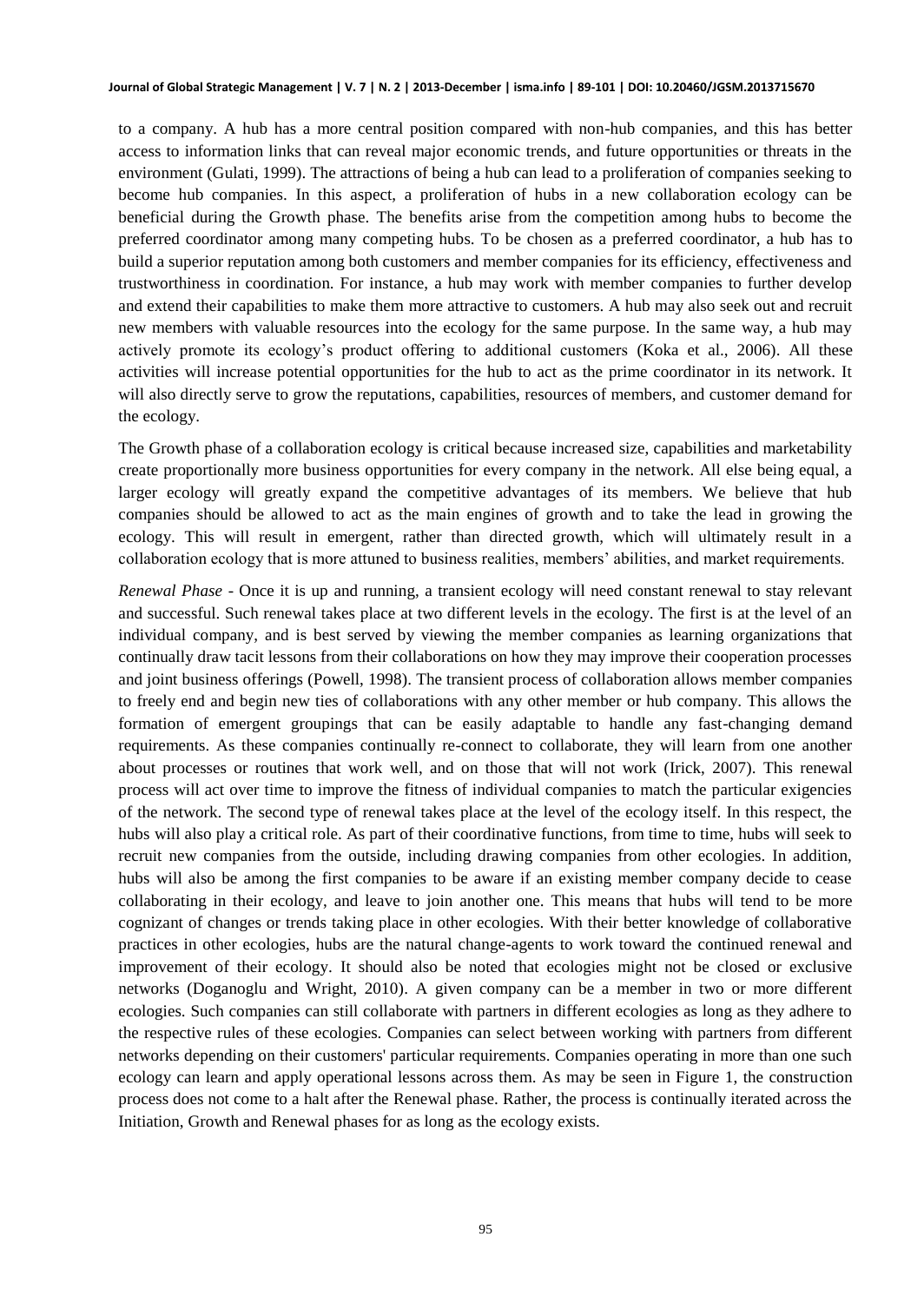to a company. A hub has a more central position compared with non-hub companies, and this has better access to information links that can reveal major economic trends, and future opportunities or threats in the environment (Gulati, 1999). The attractions of being a hub can lead to a proliferation of companies seeking to become hub companies. In this aspect, a proliferation of hubs in a new collaboration ecology can be beneficial during the Growth phase. The benefits arise from the competition among hubs to become the preferred coordinator among many competing hubs. To be chosen as a preferred coordinator, a hub has to build a superior reputation among both customers and member companies for its efficiency, effectiveness and trustworthiness in coordination. For instance, a hub may work with member companies to further develop and extend their capabilities to make them more attractive to customers. A hub may also seek out and recruit new members with valuable resources into the ecology for the same purpose. In the same way, a hub may actively promote its ecology's product offering to additional customers (Koka et al., 2006). All these activities will increase potential opportunities for the hub to act as the prime coordinator in its network. It will also directly serve to grow the reputations, capabilities, resources of members, and customer demand for the ecology.

The Growth phase of a collaboration ecology is critical because increased size, capabilities and marketability create proportionally more business opportunities for every company in the network. All else being equal, a larger ecology will greatly expand the competitive advantages of its members. We believe that hub companies should be allowed to act as the main engines of growth and to take the lead in growing the ecology. This will result in emergent, rather than directed growth, which will ultimately result in a collaboration ecology that is more attuned to business realities, members' abilities, and market requirements.

*Renewal Phase* - Once it is up and running, a transient ecology will need constant renewal to stay relevant and successful. Such renewal takes place at two different levels in the ecology. The first is at the level of an individual company, and is best served by viewing the member companies as learning organizations that continually draw tacit lessons from their collaborations on how they may improve their cooperation processes and joint business offerings (Powell, 1998). The transient process of collaboration allows member companies to freely end and begin new ties of collaborations with any other member or hub company. This allows the formation of emergent groupings that can be easily adaptable to handle any fast-changing demand requirements. As these companies continually re-connect to collaborate, they will learn from one another about processes or routines that work well, and on those that will not work (Irick, 2007). This renewal process will act over time to improve the fitness of individual companies to match the particular exigencies of the network. The second type of renewal takes place at the level of the ecology itself. In this respect, the hubs will also play a critical role. As part of their coordinative functions, from time to time, hubs will seek to recruit new companies from the outside, including drawing companies from other ecologies. In addition, hubs will also be among the first companies to be aware if an existing member company decide to cease collaborating in their ecology, and leave to join another one. This means that hubs will tend to be more cognizant of changes or trends taking place in other ecologies. With their better knowledge of collaborative practices in other ecologies, hubs are the natural change-agents to work toward the continued renewal and improvement of their ecology. It should also be noted that ecologies might not be closed or exclusive networks (Doganoglu and Wright, 2010). A given company can be a member in two or more different ecologies. Such companies can still collaborate with partners in different ecologies as long as they adhere to the respective rules of these ecologies. Companies can select between working with partners from different networks depending on their customers' particular requirements. Companies operating in more than one such ecology can learn and apply operational lessons across them. As may be seen in Figure 1, the construction process does not come to a halt after the Renewal phase. Rather, the process is continually iterated across the Initiation, Growth and Renewal phases for as long as the ecology exists.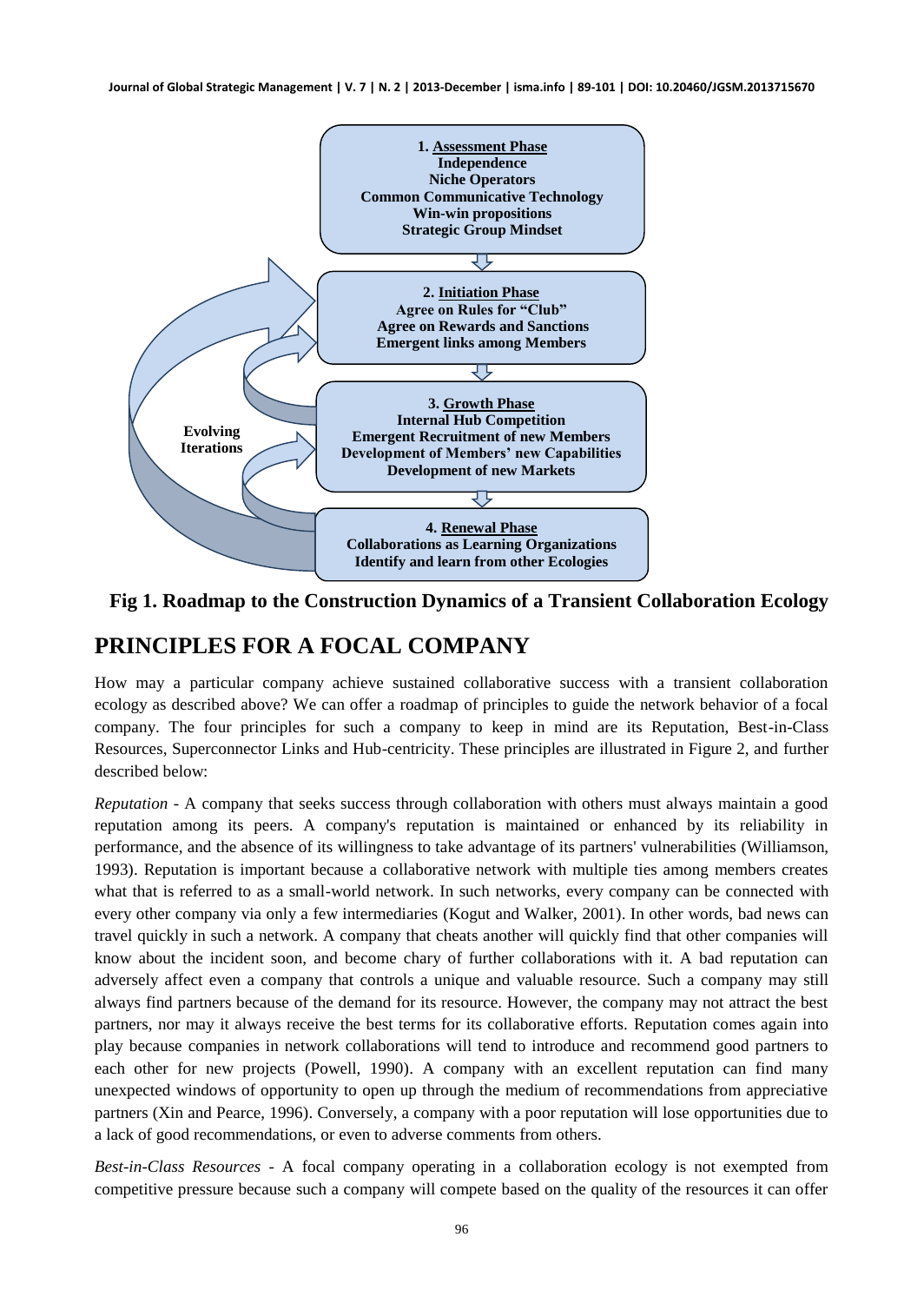**1. Assessment Phase**
**Independence**
**Niche Operators**
**Common Communicative Technology**
**Win-win propositions**
**Strategic Group Mindset**

**2. Initiation Phase**
**Agree on Rules for "Club"**
**Agree on Rewards and Sanctions**
**Emergent links among Members**

**3. Growth Phase**
**Internal Hub Competition**
**Emergent Recruitment of new Members**
**Development of Members' new Capabilities**
**Development of new Markets**

**4. Renewal Phase**
**Collaborations as Learning Organizations**
**Identify and learn from other Ecologies**

**Evolving Iterations**

**Fig 1. Roadmap to the Construction Dynamics of a Transient Collaboration Ecology**

## PRINCIPLES FOR A FOCAL COMPANY

How may a particular company achieve sustained collaborative success with a transient collaboration ecology as described above? We can offer a roadmap of principles to guide the network behavior of a focal company. The four principles for such a company to keep in mind are its Reputation, Best-in-Class Resources, Superconnector Links and Hub-centricity. These principles are illustrated in Figure 2, and further described below:

*Reputation* - A company that seeks success through collaboration with others must always maintain a good reputation among its peers. A company's reputation is maintained or enhanced by its reliability in performance, and the absence of its willingness to take advantage of its partners' vulnerabilities (Williamson, 1993). Reputation is important because a collaborative network with multiple ties among members creates what that is referred to as a small-world network. In such networks, every company can be connected with every other company via only a few intermediaries (Kogut and Walker, 2001). In other words, bad news can travel quickly in such a network. A company that cheats another will quickly find that other companies will know about the incident soon, and become chary of further collaborations with it. A bad reputation can adversely affect even a company that controls a unique and valuable resource. Such a company may still always find partners because of the demand for its resource. However, the company may not attract the best partners, nor may it always receive the best terms for its collaborative efforts. Reputation comes again into play because companies in network collaborations will tend to introduce and recommend good partners to each other for new projects (Powell, 1990). A company with an excellent reputation can find many unexpected windows of opportunity to open up through the medium of recommendations from appreciative partners (Xin and Pearce, 1996). Conversely, a company with a poor reputation will lose opportunities due to a lack of good recommendations, or even to adverse comments from others.

*Best-in-Class Resources* - A focal company operating in a collaboration ecology is not exempted from competitive pressure because such a company will compete based on the quality of the resources it can offer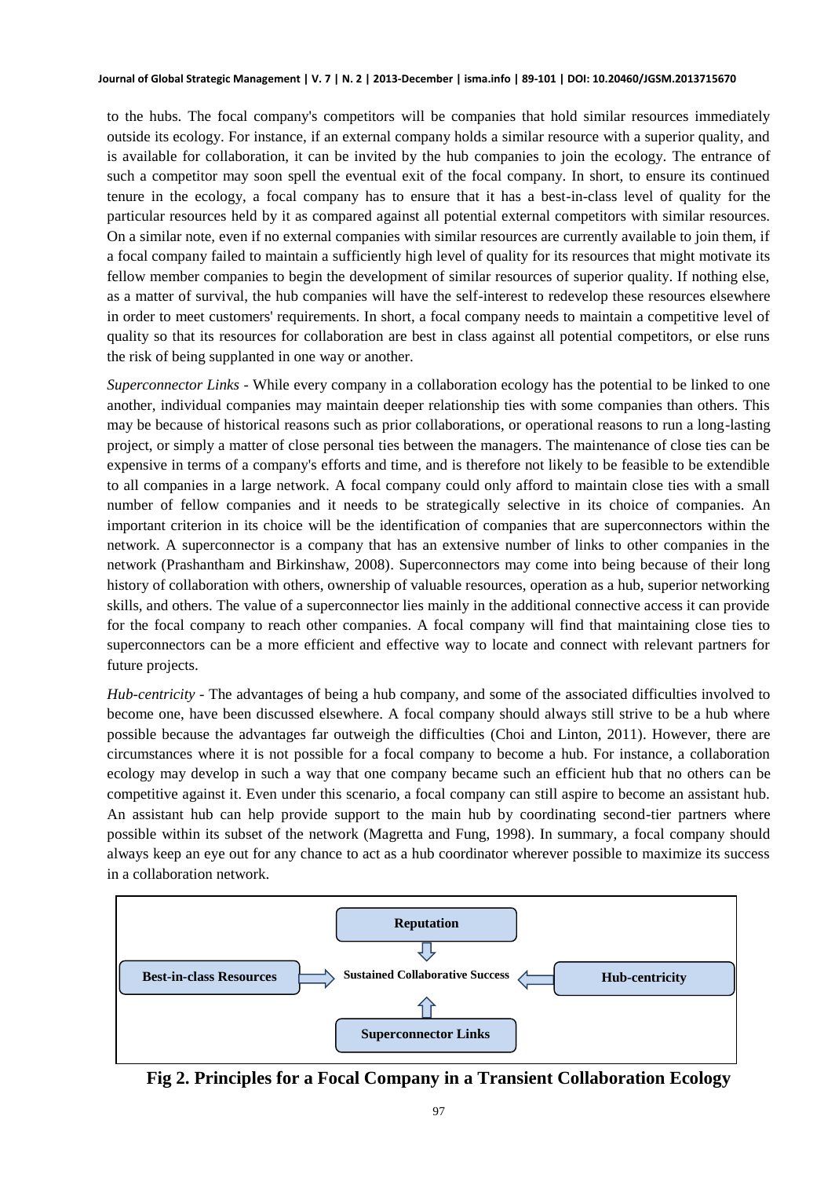to the hubs. The focal company's competitors will be companies that hold similar resources immediately outside its ecology. For instance, if an external company holds a similar resource with a superior quality, and is available for collaboration, it can be invited by the hub companies to join the ecology. The entrance of such a competitor may soon spell the eventual exit of the focal company. In short, to ensure its continued tenure in the ecology, a focal company has to ensure that it has a best-in-class level of quality for the particular resources held by it as compared against all potential external competitors with similar resources. On a similar note, even if no external companies with similar resources are currently available to join them, if a focal company failed to maintain a sufficiently high level of quality for its resources that might motivate its fellow member companies to begin the development of similar resources of superior quality. If nothing else, as a matter of survival, the hub companies will have the self-interest to redevelop these resources elsewhere in order to meet customers' requirements. In short, a focal company needs to maintain a competitive level of quality so that its resources for collaboration are best in class against all potential competitors, or else runs the risk of being supplanted in one way or another.

*Superconnector Links* - While every company in a collaboration ecology has the potential to be linked to one another, individual companies may maintain deeper relationship ties with some companies than others. This may be because of historical reasons such as prior collaborations, or operational reasons to run a long-lasting project, or simply a matter of close personal ties between the managers. The maintenance of close ties can be expensive in terms of a company's efforts and time, and is therefore not likely to be feasible to be extendible to all companies in a large network. A focal company could only afford to maintain close ties with a small number of fellow companies and it needs to be strategically selective in its choice of companies. An important criterion in its choice will be the identification of companies that are superconnectors within the network. A superconnector is a company that has an extensive number of links to other companies in the network (Prashantham and Birkinshaw, 2008). Superconnectors may come into being because of their long history of collaboration with others, ownership of valuable resources, operation as a hub, superior networking skills, and others. The value of a superconnector lies mainly in the additional connective access it can provide for the focal company to reach other companies. A focal company will find that maintaining close ties to superconnectors can be a more efficient and effective way to locate and connect with relevant partners for future projects.

*Hub-centricity* - The advantages of being a hub company, and some of the associated difficulties involved to become one, have been discussed elsewhere. A focal company should always still strive to be a hub where possible because the advantages far outweigh the difficulties (Choi and Linton, 2011). However, there are circumstances where it is not possible for a focal company to become a hub. For instance, a collaboration ecology may develop in such a way that one company became such an efficient hub that no others can be competitive against it. Even under this scenario, a focal company can still aspire to become an assistant hub. An assistant hub can help provide support to the main hub by coordinating second-tier partners where possible within its subset of the network (Magretta and Fung, 1998). In summary, a focal company should always keep an eye out for any chance to act as a hub coordinator wherever possible to maximize its success in a collaboration network.

Reputation → Sustained Collaborative Success
Best-in-class Resources → Sustained Collaborative Success
Hub-centricity → Sustained Collaborative Success
Superconnector Links → Sustained Collaborative Success

**Fig 2. Principles for a Focal Company in a Transient Collaboration Ecology**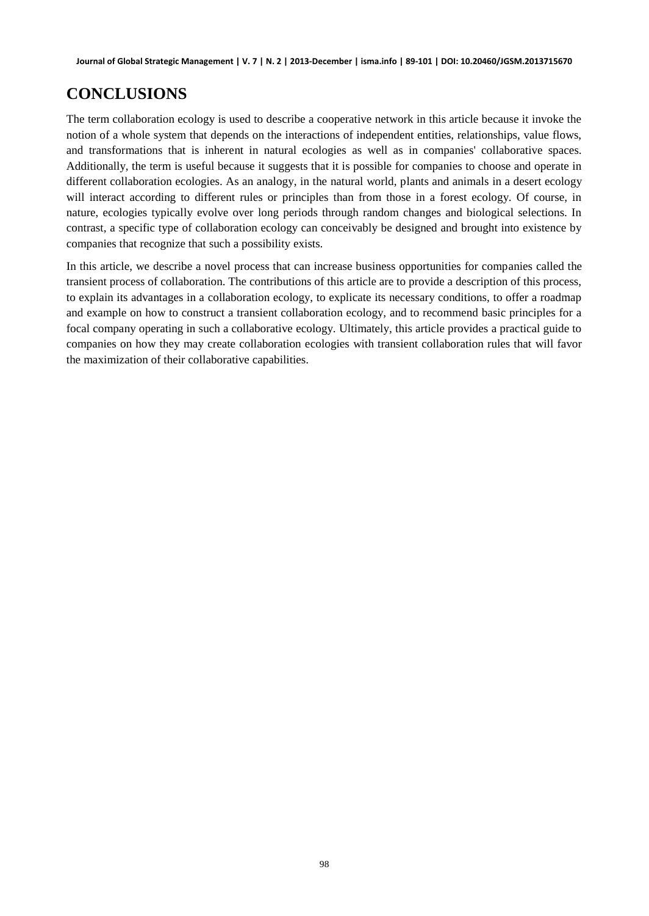## CONCLUSIONS

The term collaboration ecology is used to describe a cooperative network in this article because it invoke the notion of a whole system that depends on the interactions of independent entities, relationships, value flows, and transformations that is inherent in natural ecologies as well as in companies' collaborative spaces. Additionally, the term is useful because it suggests that it is possible for companies to choose and operate in different collaboration ecologies. As an analogy, in the natural world, plants and animals in a desert ecology will interact according to different rules or principles than from those in a forest ecology. Of course, in nature, ecologies typically evolve over long periods through random changes and biological selections. In contrast, a specific type of collaboration ecology can conceivably be designed and brought into existence by companies that recognize that such a possibility exists.

In this article, we describe a novel process that can increase business opportunities for companies called the transient process of collaboration. The contributions of this article are to provide a description of this process, to explain its advantages in a collaboration ecology, to explicate its necessary conditions, to offer a roadmap and example on how to construct a transient collaboration ecology, and to recommend basic principles for a focal company operating in such a collaborative ecology. Ultimately, this article provides a practical guide to companies on how they may create collaboration ecologies with transient collaboration rules that will favor the maximization of their collaborative capabilities.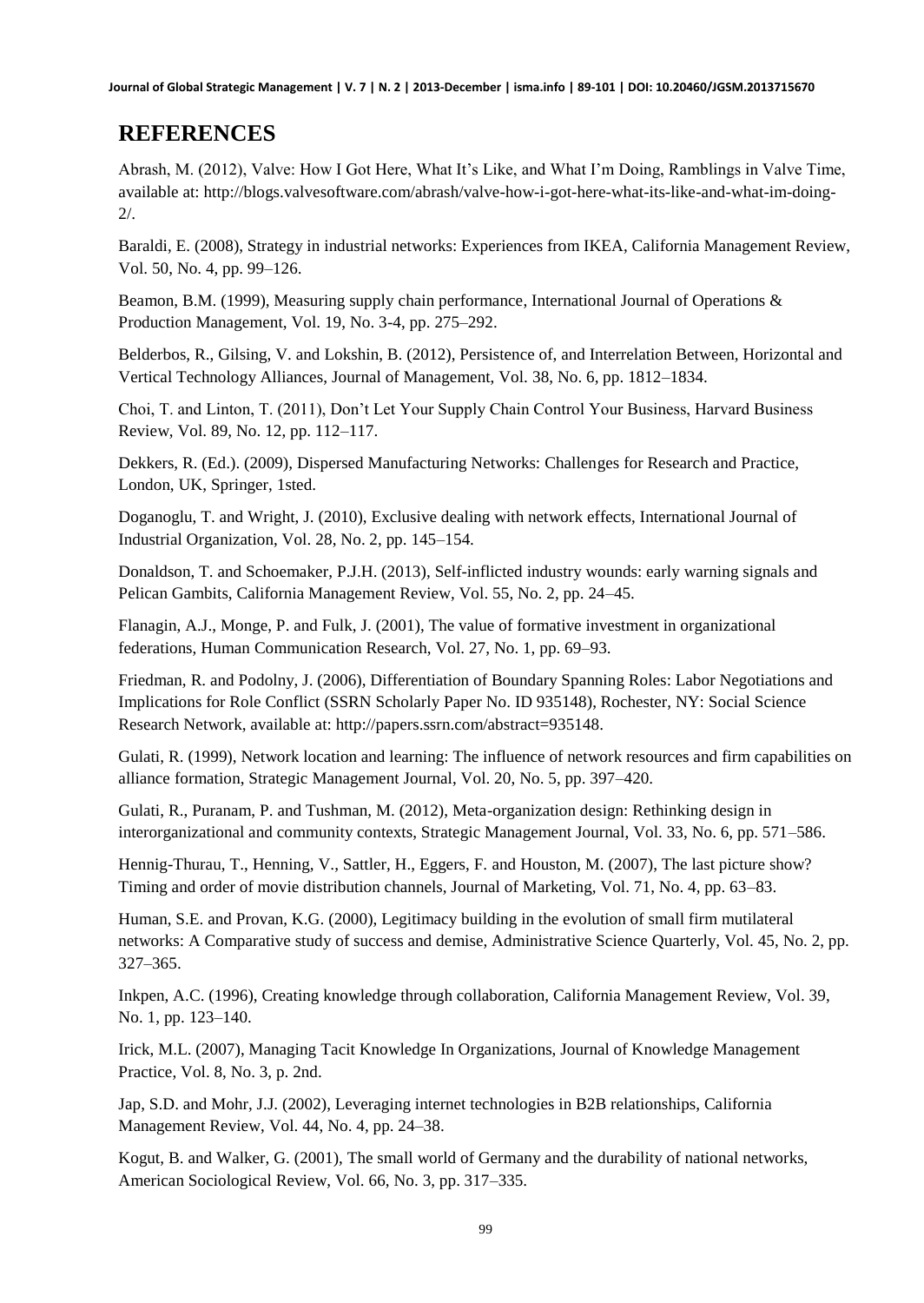# REFERENCES

Abrash, M. (2012), Valve: How I Got Here, What It's Like, and What I'm Doing, Ramblings in Valve Time, available at: http://blogs.valvesoftware.com/abrash/valve-how-i-got-here-what-its-like-and-what-im-doing-2/.

Baraldi, E. (2008), Strategy in industrial networks: Experiences from IKEA, California Management Review, Vol. 50, No. 4, pp. 99–126.

Beamon, B.M. (1999), Measuring supply chain performance, International Journal of Operations & Production Management, Vol. 19, No. 3-4, pp. 275–292.

Belderbos, R., Gilsing, V. and Lokshin, B. (2012), Persistence of, and Interrelation Between, Horizontal and Vertical Technology Alliances, Journal of Management, Vol. 38, No. 6, pp. 1812–1834.

Choi, T. and Linton, T. (2011), Don't Let Your Supply Chain Control Your Business, Harvard Business Review, Vol. 89, No. 12, pp. 112–117.

Dekkers, R. (Ed.). (2009), Dispersed Manufacturing Networks: Challenges for Research and Practice, London, UK, Springer, 1sted.

Doganoglu, T. and Wright, J. (2010), Exclusive dealing with network effects, International Journal of Industrial Organization, Vol. 28, No. 2, pp. 145–154.

Donaldson, T. and Schoemaker, P.J.H. (2013), Self-inflicted industry wounds: early warning signals and Pelican Gambits, California Management Review, Vol. 55, No. 2, pp. 24–45.

Flanagin, A.J., Monge, P. and Fulk, J. (2001), The value of formative investment in organizational federations, Human Communication Research, Vol. 27, No. 1, pp. 69–93.

Friedman, R. and Podolny, J. (2006), Differentiation of Boundary Spanning Roles: Labor Negotiations and Implications for Role Conflict (SSRN Scholarly Paper No. ID 935148), Rochester, NY: Social Science Research Network, available at: http://papers.ssrn.com/abstract=935148.

Gulati, R. (1999), Network location and learning: The influence of network resources and firm capabilities on alliance formation, Strategic Management Journal, Vol. 20, No. 5, pp. 397–420.

Gulati, R., Puranam, P. and Tushman, M. (2012), Meta-organization design: Rethinking design in interorganizational and community contexts, Strategic Management Journal, Vol. 33, No. 6, pp. 571–586.

Hennig-Thurau, T., Henning, V., Sattler, H., Eggers, F. and Houston, M. (2007), The last picture show? Timing and order of movie distribution channels, Journal of Marketing, Vol. 71, No. 4, pp. 63–83.

Human, S.E. and Provan, K.G. (2000), Legitimacy building in the evolution of small firm mutilateral networks: A Comparative study of success and demise, Administrative Science Quarterly, Vol. 45, No. 2, pp. 327–365.

Inkpen, A.C. (1996), Creating knowledge through collaboration, California Management Review, Vol. 39, No. 1, pp. 123–140.

Irick, M.L. (2007), Managing Tacit Knowledge In Organizations, Journal of Knowledge Management Practice, Vol. 8, No. 3, p. 2nd.

Jap, S.D. and Mohr, J.J. (2002), Leveraging internet technologies in B2B relationships, California Management Review, Vol. 44, No. 4, pp. 24–38.

Kogut, B. and Walker, G. (2001), The small world of Germany and the durability of national networks, American Sociological Review, Vol. 66, No. 3, pp. 317–335.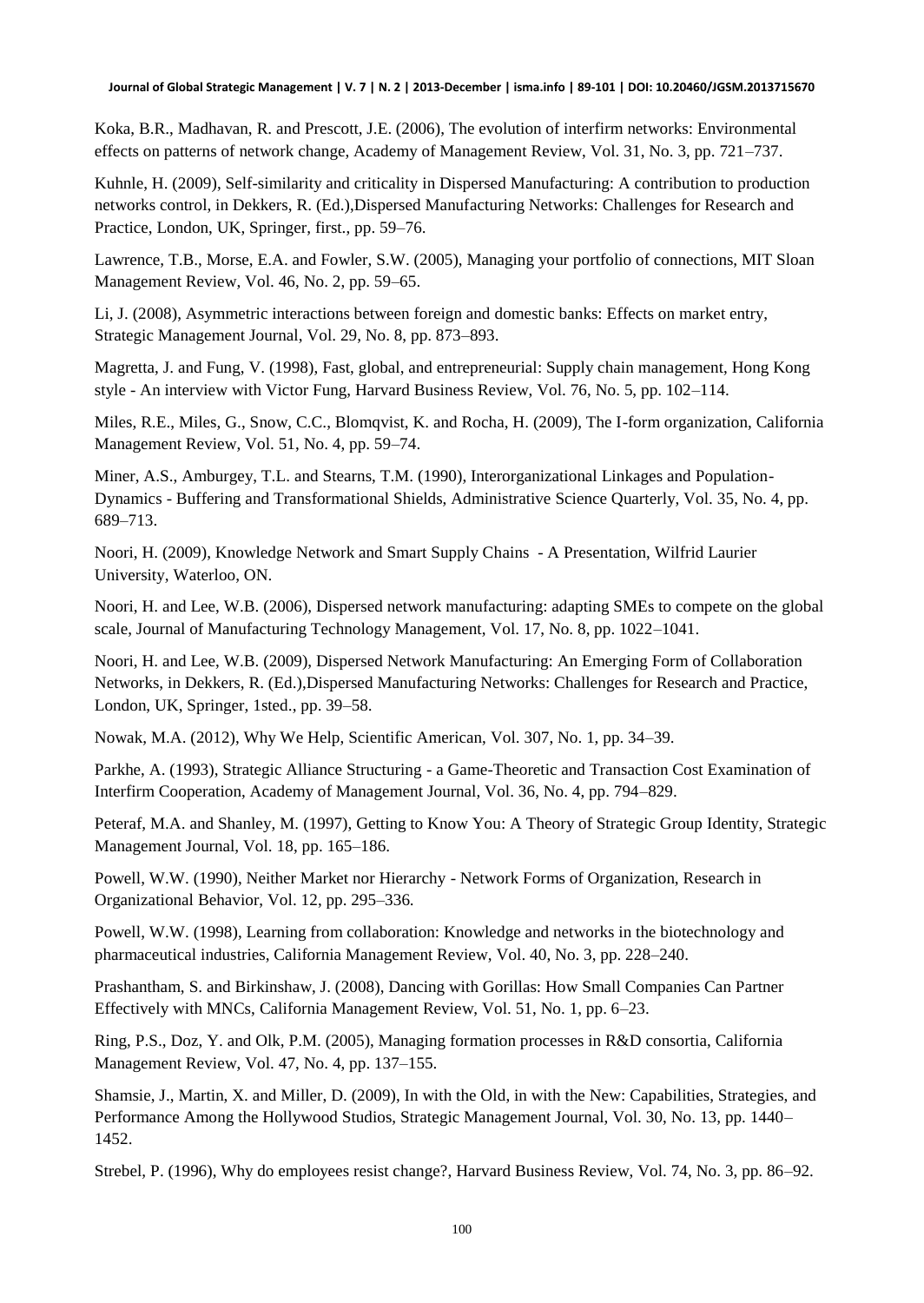Koka, B.R., Madhavan, R. and Prescott, J.E. (2006), The evolution of interfirm networks: Environmental effects on patterns of network change, Academy of Management Review, Vol. 31, No. 3, pp. 721–737.

Kuhnle, H. (2009), Self-similarity and criticality in Dispersed Manufacturing: A contribution to production networks control, in Dekkers, R. (Ed.),Dispersed Manufacturing Networks: Challenges for Research and Practice, London, UK, Springer, first., pp. 59–76.

Lawrence, T.B., Morse, E.A. and Fowler, S.W. (2005), Managing your portfolio of connections, MIT Sloan Management Review, Vol. 46, No. 2, pp. 59–65.

Li, J. (2008), Asymmetric interactions between foreign and domestic banks: Effects on market entry, Strategic Management Journal, Vol. 29, No. 8, pp. 873–893.

Magretta, J. and Fung, V. (1998), Fast, global, and entrepreneurial: Supply chain management, Hong Kong style - An interview with Victor Fung, Harvard Business Review, Vol. 76, No. 5, pp. 102–114.

Miles, R.E., Miles, G., Snow, C.C., Blomqvist, K. and Rocha, H. (2009), The I-form organization, California Management Review, Vol. 51, No. 4, pp. 59–74.

Miner, A.S., Amburgey, T.L. and Stearns, T.M. (1990), Interorganizational Linkages and Population-Dynamics - Buffering and Transformational Shields, Administrative Science Quarterly, Vol. 35, No. 4, pp. 689–713.

Noori, H. (2009), Knowledge Network and Smart Supply Chains - A Presentation, Wilfrid Laurier University, Waterloo, ON.

Noori, H. and Lee, W.B. (2006), Dispersed network manufacturing: adapting SMEs to compete on the global scale, Journal of Manufacturing Technology Management, Vol. 17, No. 8, pp. 1022–1041.

Noori, H. and Lee, W.B. (2009), Dispersed Network Manufacturing: An Emerging Form of Collaboration Networks, in Dekkers, R. (Ed.),Dispersed Manufacturing Networks: Challenges for Research and Practice, London, UK, Springer, 1sted., pp. 39–58.

Nowak, M.A. (2012), Why We Help, Scientific American, Vol. 307, No. 1, pp. 34–39.

Parkhe, A. (1993), Strategic Alliance Structuring - a Game-Theoretic and Transaction Cost Examination of Interfirm Cooperation, Academy of Management Journal, Vol. 36, No. 4, pp. 794–829.

Peteraf, M.A. and Shanley, M. (1997), Getting to Know You: A Theory of Strategic Group Identity, Strategic Management Journal, Vol. 18, pp. 165–186.

Powell, W.W. (1990), Neither Market nor Hierarchy - Network Forms of Organization, Research in Organizational Behavior, Vol. 12, pp. 295–336.

Powell, W.W. (1998), Learning from collaboration: Knowledge and networks in the biotechnology and pharmaceutical industries, California Management Review, Vol. 40, No. 3, pp. 228–240.

Prashantham, S. and Birkinshaw, J. (2008), Dancing with Gorillas: How Small Companies Can Partner Effectively with MNCs, California Management Review, Vol. 51, No. 1, pp. 6–23.

Ring, P.S., Doz, Y. and Olk, P.M. (2005), Managing formation processes in R&D consortia, California Management Review, Vol. 47, No. 4, pp. 137–155.

Shamsie, J., Martin, X. and Miller, D. (2009), In with the Old, in with the New: Capabilities, Strategies, and Performance Among the Hollywood Studios, Strategic Management Journal, Vol. 30, No. 13, pp. 1440–1452.

Strebel, P. (1996), Why do employees resist change?, Harvard Business Review, Vol. 74, No. 3, pp. 86–92.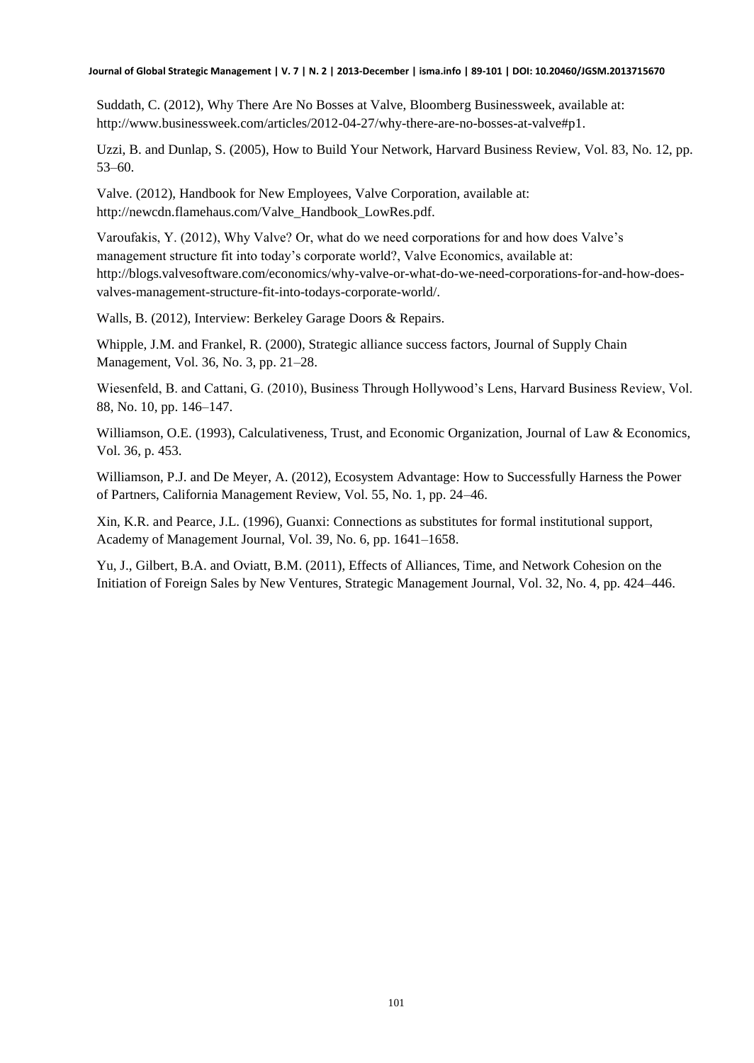Suddath, C. (2012), Why There Are No Bosses at Valve, Bloomberg Businessweek, available at: http://www.businessweek.com/articles/2012-04-27/why-there-are-no-bosses-at-valve#p1.

Uzzi, B. and Dunlap, S. (2005), How to Build Your Network, Harvard Business Review, Vol. 83, No. 12, pp. 53–60.

Valve. (2012), Handbook for New Employees, Valve Corporation, available at: http://newcdn.flamehaus.com/Valve_Handbook_LowRes.pdf.

Varoufakis, Y. (2012), Why Valve? Or, what do we need corporations for and how does Valve's management structure fit into today's corporate world?, Valve Economics, available at: http://blogs.valvesoftware.com/economics/why-valve-or-what-do-we-need-corporations-for-and-how-does-valves-management-structure-fit-into-todays-corporate-world/.

Walls, B. (2012), Interview: Berkeley Garage Doors & Repairs.

Whipple, J.M. and Frankel, R. (2000), Strategic alliance success factors, Journal of Supply Chain Management, Vol. 36, No. 3, pp. 21–28.

Wiesenfeld, B. and Cattani, G. (2010), Business Through Hollywood's Lens, Harvard Business Review, Vol. 88, No. 10, pp. 146–147.

Williamson, O.E. (1993), Calculativeness, Trust, and Economic Organization, Journal of Law & Economics, Vol. 36, p. 453.

Williamson, P.J. and De Meyer, A. (2012), Ecosystem Advantage: How to Successfully Harness the Power of Partners, California Management Review, Vol. 55, No. 1, pp. 24–46.

Xin, K.R. and Pearce, J.L. (1996), Guanxi: Connections as substitutes for formal institutional support, Academy of Management Journal, Vol. 39, No. 6, pp. 1641–1658.

Yu, J., Gilbert, B.A. and Oviatt, B.M. (2011), Effects of Alliances, Time, and Network Cohesion on the Initiation of Foreign Sales by New Ventures, Strategic Management Journal, Vol. 32, No. 4, pp. 424–446.